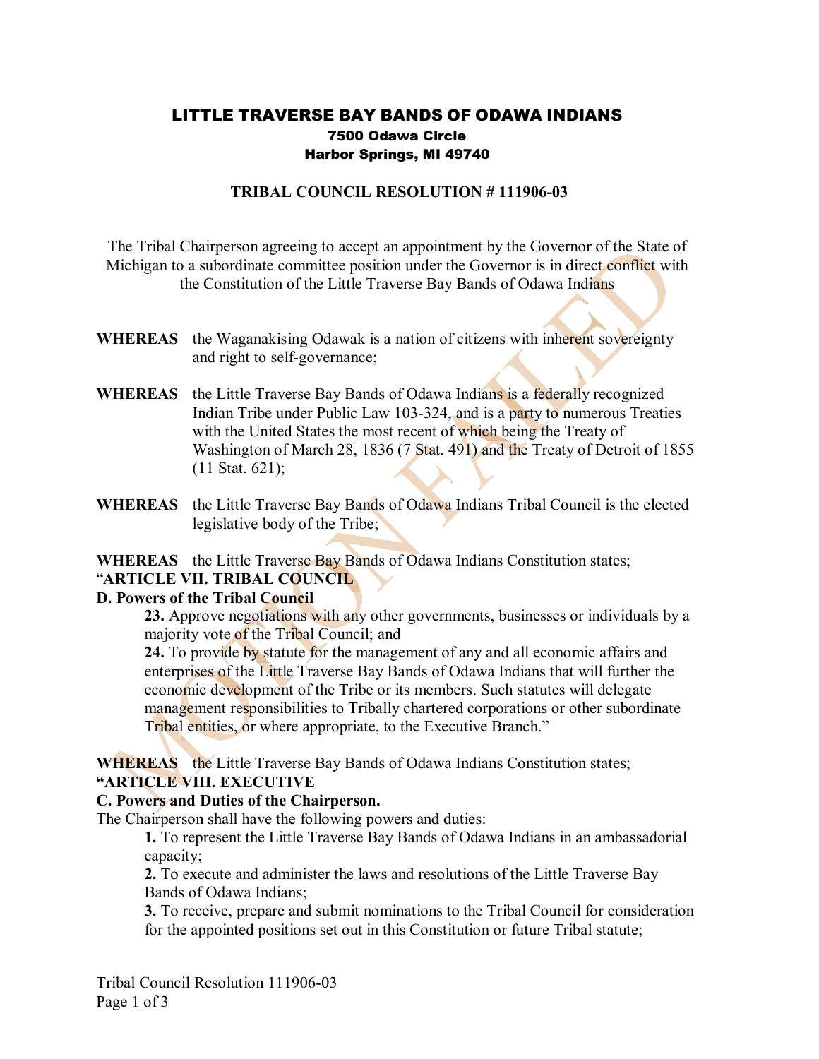# LITTLE TRAVERSE BAY BANDS OF ODAWA INDIANS

**7500 Odawa Circle**
**Harbor Springs, MI 49740**

## TRIBAL COUNCIL RESOLUTION # 111906-03

The Tribal Chairperson agreeing to accept an appointment by the Governor of the State of Michigan to a subordinate committee position under the Governor is in direct conflict with the Constitution of the Little Traverse Bay Bands of Odawa Indians

MOTION FAILED

**WHEREAS** the Waganakising Odawak is a nation of citizens with inherent sovereignty and right to self-governance;

**WHEREAS** the Little Traverse Bay Bands of Odawa Indians is a federally recognized Indian Tribe under Public Law 103-324, and is a party to numerous Treaties with the United States the most recent of which being the Treaty of Washington of March 28, 1836 (7 Stat. 491) and the Treaty of Detroit of 1855 (11 Stat. 621);

**WHEREAS** the Little Traverse Bay Bands of Odawa Indians Tribal Council is the elected legislative body of the Tribe;

**WHEREAS** the Little Traverse Bay Bands of Odawa Indians Constitution states;
"**ARTICLE VII. TRIBAL COUNCIL**
**D. Powers of the Tribal Council**

> **23.** Approve negotiations with any other governments, businesses or individuals by a majority vote of the Tribal Council; and
> **24.** To provide by statute for the management of any and all economic affairs and enterprises of the Little Traverse Bay Bands of Odawa Indians that will further the economic development of the Tribe or its members. Such statutes will delegate management responsibilities to Tribally chartered corporations or other subordinate Tribal entities, or where appropriate, to the Executive Branch."

**WHEREAS** the Little Traverse Bay Bands of Odawa Indians Constitution states;
**"ARTICLE VIII. EXECUTIVE**
**C. Powers and Duties of the Chairperson.**
The Chairperson shall have the following powers and duties:

> **1.** To represent the Little Traverse Bay Bands of Odawa Indians in an ambassadorial capacity;
> **2.** To execute and administer the laws and resolutions of the Little Traverse Bay Bands of Odawa Indians;
> **3.** To receive, prepare and submit nominations to the Tribal Council for consideration for the appointed positions set out in this Constitution or future Tribal statute;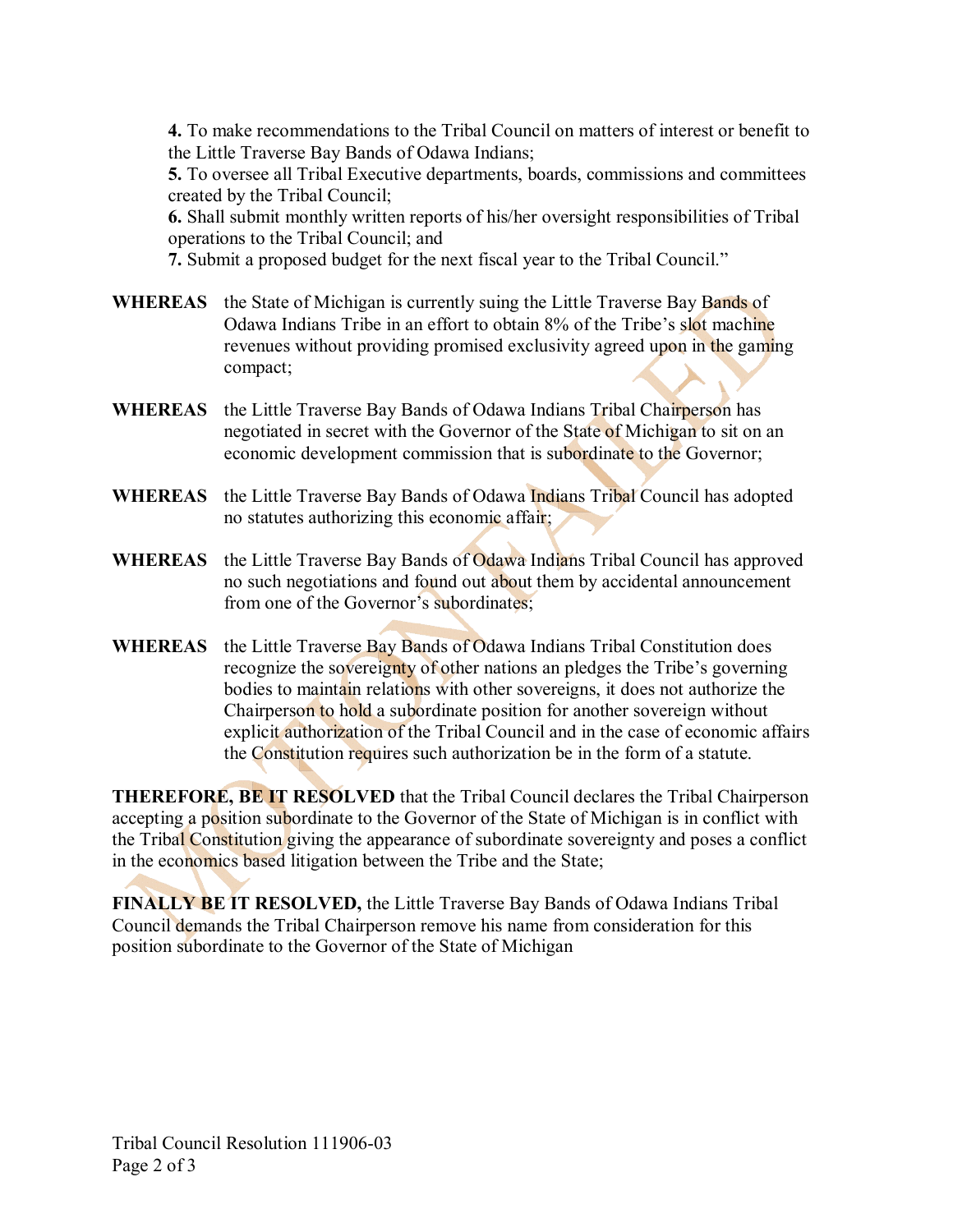**4.** To make recommendations to the Tribal Council on matters of interest or benefit to the Little Traverse Bay Bands of Odawa Indians;
**5.** To oversee all Tribal Executive departments, boards, commissions and committees created by the Tribal Council;
**6.** Shall submit monthly written reports of his/her oversight responsibilities of Tribal operations to the Tribal Council; and
**7.** Submit a proposed budget for the next fiscal year to the Tribal Council."

**WHEREAS** the State of Michigan is currently suing the Little Traverse Bay Bands of Odawa Indians Tribe in an effort to obtain 8% of the Tribe's slot machine revenues without providing promised exclusivity agreed upon in the gaming compact;

**WHEREAS** the Little Traverse Bay Bands of Odawa Indians Tribal Chairperson has negotiated in secret with the Governor of the State of Michigan to sit on an economic development commission that is subordinate to the Governor;

**WHEREAS** the Little Traverse Bay Bands of Odawa Indians Tribal Council has adopted no statutes authorizing this economic affair;

**WHEREAS** the Little Traverse Bay Bands of Odawa Indians Tribal Council has approved no such negotiations and found out about them by accidental announcement from one of the Governor's subordinates;

**WHEREAS** the Little Traverse Bay Bands of Odawa Indians Tribal Constitution does recognize the sovereignty of other nations an pledges the Tribe's governing bodies to maintain relations with other sovereigns, it does not authorize the Chairperson to hold a subordinate position for another sovereign without explicit authorization of the Tribal Council and in the case of economic affairs the Constitution requires such authorization be in the form of a statute.

**THEREFORE, BE IT RESOLVED** that the Tribal Council declares the Tribal Chairperson accepting a position subordinate to the Governor of the State of Michigan is in conflict with the Tribal Constitution giving the appearance of subordinate sovereignty and poses a conflict in the economics based litigation between the Tribe and the State;

**FINALLY BE IT RESOLVED,** the Little Traverse Bay Bands of Odawa Indians Tribal Council demands the Tribal Chairperson remove his name from consideration for this position subordinate to the Governor of the State of Michigan

MOTION FAILED

Tribal Council Resolution 111906-03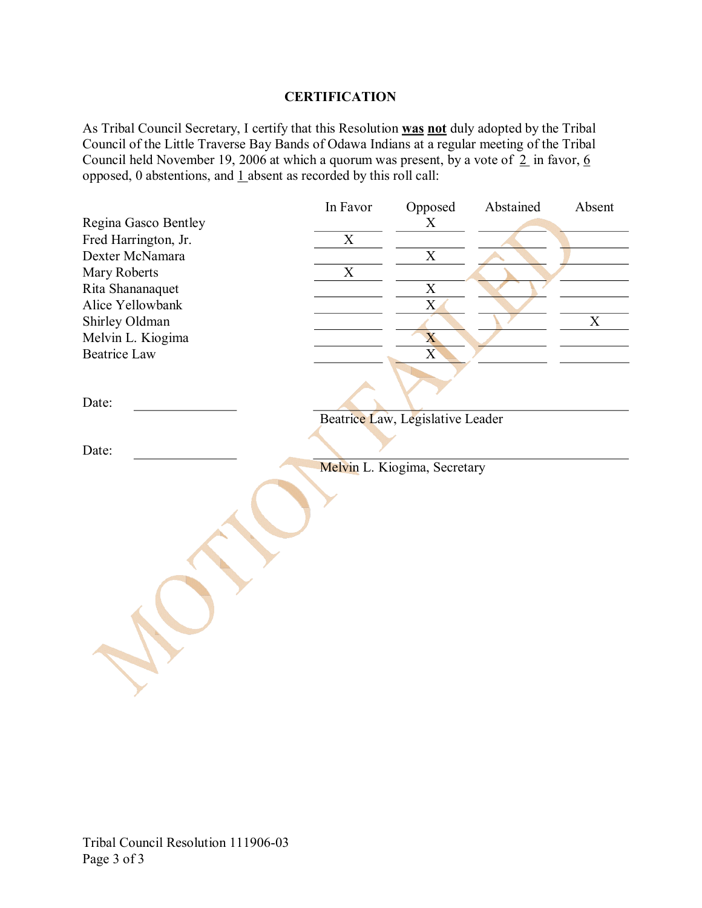## CERTIFICATION

As Tribal Council Secretary, I certify that this Resolution **was not** duly adopted by the Tribal Council of the Little Traverse Bay Bands of Odawa Indians at a regular meeting of the Tribal Council held November 19, 2006 at which a quorum was present, by a vote of 2 in favor, 6 opposed, 0 abstentions, and 1 absent as recorded by this roll call:

| | In Favor | Opposed | Abstained | Absent |
|---|---|---|---|---|
| Regina Gasco Bentley | | X | | |
| Fred Harrington, Jr. | X | | | |
| Dexter McNamara | | X | | |
| Mary Roberts | X | | | |
| Rita Shananaquet | | X | | |
| Alice Yellowbank | | X | | |
| Shirley Oldman | | | | X |
| Melvin L. Kiogima | | X | | |
| Beatrice Law | | X | | |

Date: ______________ ______________________________
Beatrice Law, Legislative Leader

Date: ______________ ______________________________
Melvin L. Kiogima, Secretary

MOTION FAILED

Tribal Council Resolution 111906-03